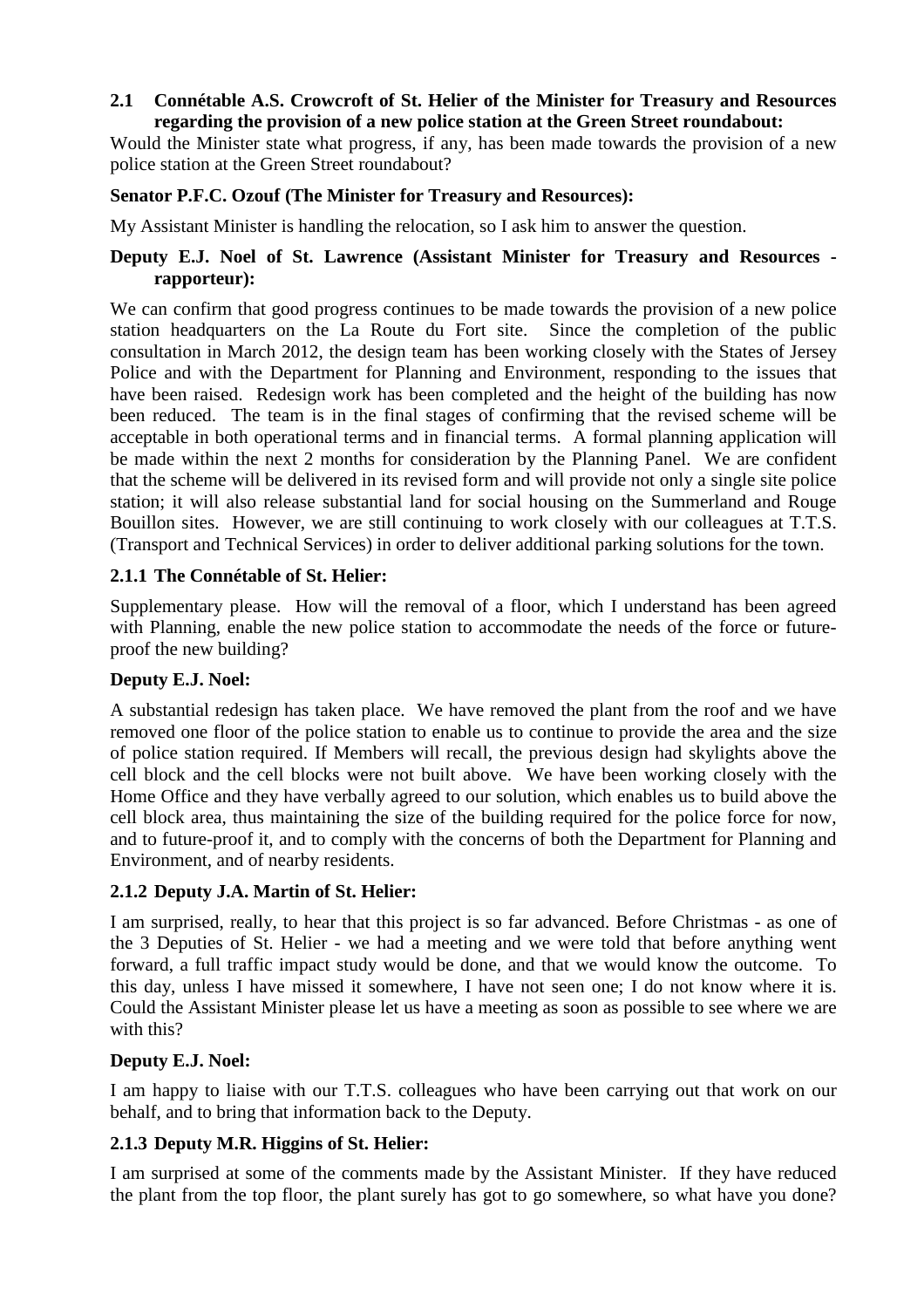### 2.1 Connétable A.S. Crowcroft of St. Helier of the Minister for Treasury and Resources regarding the provision of a new police station at the Green Street roundabout:

Would the Minister state what progress, if any, has been made towards the provision of a new police station at the Green Street roundabout?

**Senator P.F.C. Ozouf (The Minister for Treasury and Resources):**

My Assistant Minister is handling the relocation, so I ask him to answer the question.

**Deputy E.J. Noel of St. Lawrence (Assistant Minister for Treasury and Resources - rapporteur):**

We can confirm that good progress continues to be made towards the provision of a new police station headquarters on the La Route du Fort site. Since the completion of the public consultation in March 2012, the design team has been working closely with the States of Jersey Police and with the Department for Planning and Environment, responding to the issues that have been raised. Redesign work has been completed and the height of the building has now been reduced. The team is in the final stages of confirming that the revised scheme will be acceptable in both operational terms and in financial terms. A formal planning application will be made within the next 2 months for consideration by the Planning Panel. We are confident that the scheme will be delivered in its revised form and will provide not only a single site police station; it will also release substantial land for social housing on the Summerland and Rouge Bouillon sites. However, we are still continuing to work closely with our colleagues at T.T.S. (Transport and Technical Services) in order to deliver additional parking solutions for the town.

### 2.1.1 The Connétable of St. Helier:

Supplementary please. How will the removal of a floor, which I understand has been agreed with Planning, enable the new police station to accommodate the needs of the force or future-proof the new building?

**Deputy E.J. Noel:**

A substantial redesign has taken place. We have removed the plant from the roof and we have removed one floor of the police station to enable us to continue to provide the area and the size of police station required. If Members will recall, the previous design had skylights above the cell block and the cell blocks were not built above. We have been working closely with the Home Office and they have verbally agreed to our solution, which enables us to build above the cell block area, thus maintaining the size of the building required for the police force for now, and to future-proof it, and to comply with the concerns of both the Department for Planning and Environment, and of nearby residents.

### 2.1.2 Deputy J.A. Martin of St. Helier:

I am surprised, really, to hear that this project is so far advanced. Before Christmas - as one of the 3 Deputies of St. Helier - we had a meeting and we were told that before anything went forward, a full traffic impact study would be done, and that we would know the outcome. To this day, unless I have missed it somewhere, I have not seen one; I do not know where it is. Could the Assistant Minister please let us have a meeting as soon as possible to see where we are with this?

**Deputy E.J. Noel:**

I am happy to liaise with our T.T.S. colleagues who have been carrying out that work on our behalf, and to bring that information back to the Deputy.

### 2.1.3 Deputy M.R. Higgins of St. Helier:

I am surprised at some of the comments made by the Assistant Minister. If they have reduced the plant from the top floor, the plant surely has got to go somewhere, so what have you done?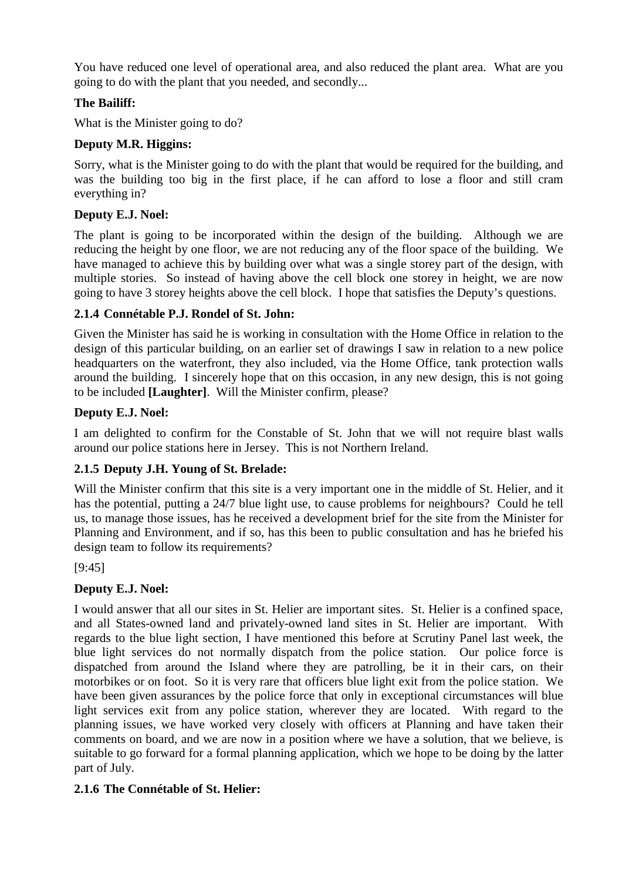You have reduced one level of operational area, and also reduced the plant area. What are you going to do with the plant that you needed, and secondly...

**The Bailiff:**

What is the Minister going to do?

**Deputy M.R. Higgins:**

Sorry, what is the Minister going to do with the plant that would be required for the building, and was the building too big in the first place, if he can afford to lose a floor and still cram everything in?

**Deputy E.J. Noel:**

The plant is going to be incorporated within the design of the building. Although we are reducing the height by one floor, we are not reducing any of the floor space of the building. We have managed to achieve this by building over what was a single storey part of the design, with multiple stories. So instead of having above the cell block one storey in height, we are now going to have 3 storey heights above the cell block. I hope that satisfies the Deputy's questions.

**2.1.4 Connétable P.J. Rondel of St. John:**

Given the Minister has said he is working in consultation with the Home Office in relation to the design of this particular building, on an earlier set of drawings I saw in relation to a new police headquarters on the waterfront, they also included, via the Home Office, tank protection walls around the building. I sincerely hope that on this occasion, in any new design, this is not going to be included **[Laughter]**. Will the Minister confirm, please?

**Deputy E.J. Noel:**

I am delighted to confirm for the Constable of St. John that we will not require blast walls around our police stations here in Jersey. This is not Northern Ireland.

**2.1.5 Deputy J.H. Young of St. Brelade:**

Will the Minister confirm that this site is a very important one in the middle of St. Helier, and it has the potential, putting a 24/7 blue light use, to cause problems for neighbours? Could he tell us, to manage those issues, has he received a development brief for the site from the Minister for Planning and Environment, and if so, has this been to public consultation and has he briefed his design team to follow its requirements?

[9:45]

**Deputy E.J. Noel:**

I would answer that all our sites in St. Helier are important sites. St. Helier is a confined space, and all States-owned land and privately-owned land sites in St. Helier are important. With regards to the blue light section, I have mentioned this before at Scrutiny Panel last week, the blue light services do not normally dispatch from the police station. Our police force is dispatched from around the Island where they are patrolling, be it in their cars, on their motorbikes or on foot. So it is very rare that officers blue light exit from the police station. We have been given assurances by the police force that only in exceptional circumstances will blue light services exit from any police station, wherever they are located. With regard to the planning issues, we have worked very closely with officers at Planning and have taken their comments on board, and we are now in a position where we have a solution, that we believe, is suitable to go forward for a formal planning application, which we hope to be doing by the latter part of July.

**2.1.6 The Connétable of St. Helier:**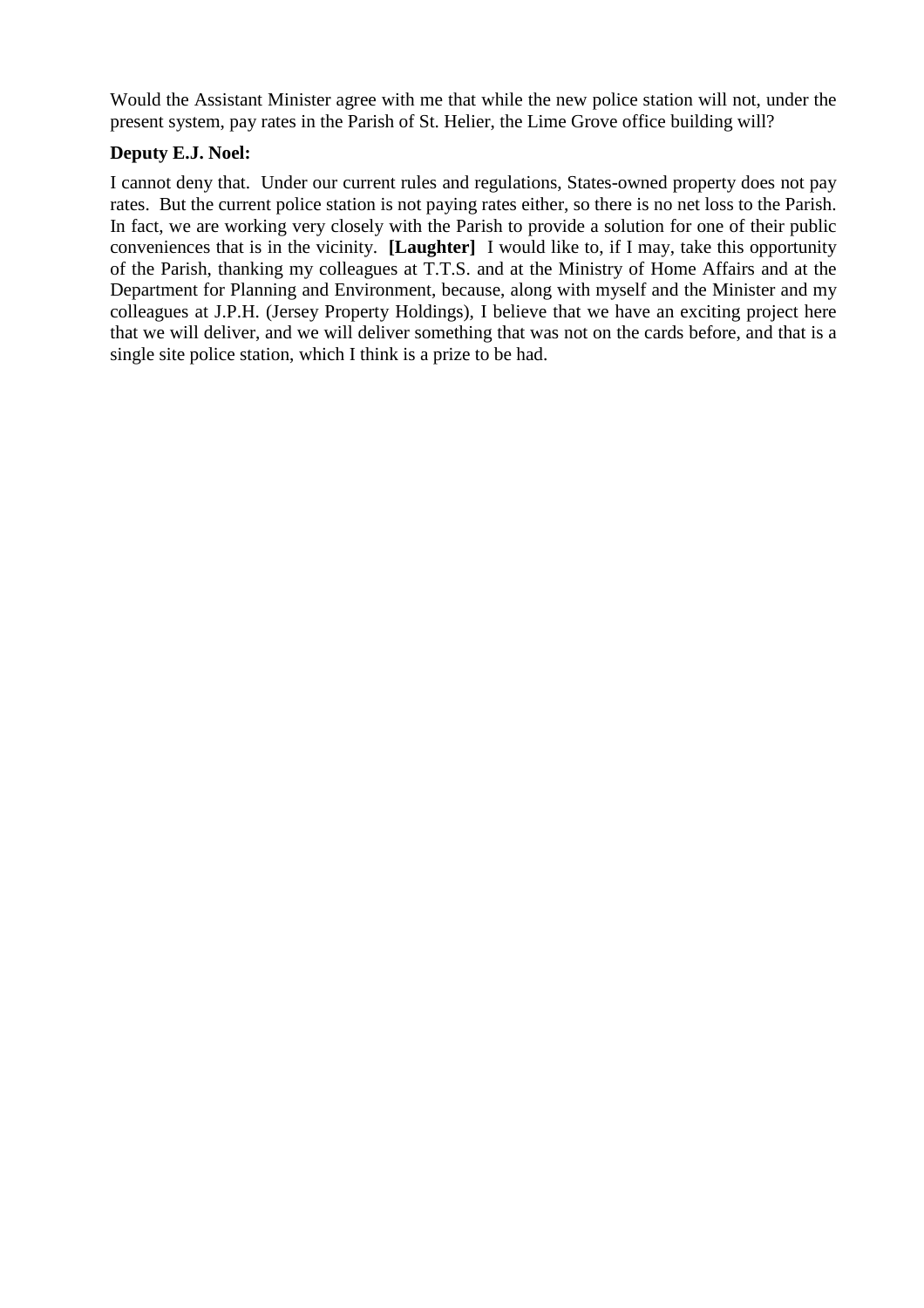Would the Assistant Minister agree with me that while the new police station will not, under the present system, pay rates in the Parish of St. Helier, the Lime Grove office building will?

**Deputy E.J. Noel:**

I cannot deny that. Under our current rules and regulations, States-owned property does not pay rates. But the current police station is not paying rates either, so there is no net loss to the Parish. In fact, we are working very closely with the Parish to provide a solution for one of their public conveniences that is in the vicinity. **[Laughter]** I would like to, if I may, take this opportunity of the Parish, thanking my colleagues at T.T.S. and at the Ministry of Home Affairs and at the Department for Planning and Environment, because, along with myself and the Minister and my colleagues at J.P.H. (Jersey Property Holdings), I believe that we have an exciting project here that we will deliver, and we will deliver something that was not on the cards before, and that is a single site police station, which I think is a prize to be had.